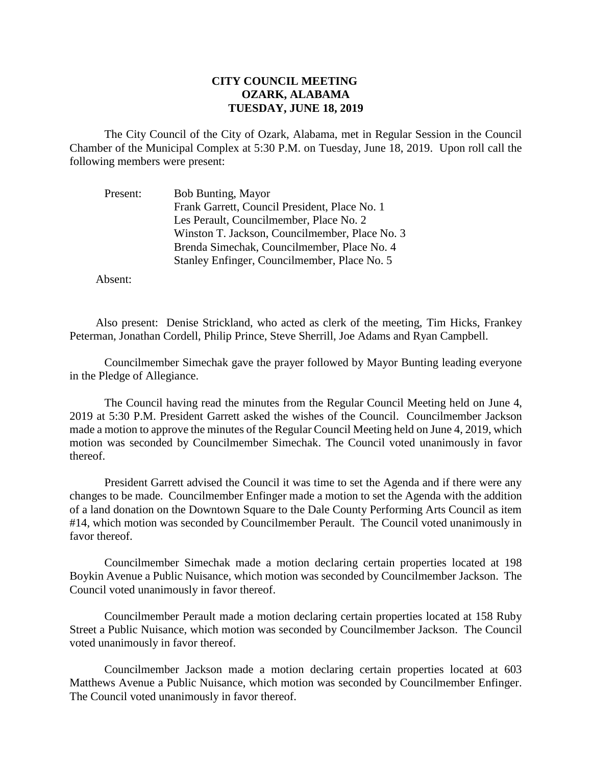# CITY COUNCIL MEETING
## OZARK, ALABAMA
## TUESDAY, JUNE 18, 2019

The City Council of the City of Ozark, Alabama, met in Regular Session in the Council Chamber of the Municipal Complex at 5:30 P.M. on Tuesday, June 18, 2019. Upon roll call the following members were present:

Present: Bob Bunting, Mayor
Frank Garrett, Council President, Place No. 1
Les Perault, Councilmember, Place No. 2
Winston T. Jackson, Councilmember, Place No. 3
Brenda Simechak, Councilmember, Place No. 4
Stanley Enfinger, Councilmember, Place No. 5

Absent:

Also present: Denise Strickland, who acted as clerk of the meeting, Tim Hicks, Frankey Peterman, Jonathan Cordell, Philip Prince, Steve Sherrill, Joe Adams and Ryan Campbell.

Councilmember Simechak gave the prayer followed by Mayor Bunting leading everyone in the Pledge of Allegiance.

The Council having read the minutes from the Regular Council Meeting held on June 4, 2019 at 5:30 P.M. President Garrett asked the wishes of the Council. Councilmember Jackson made a motion to approve the minutes of the Regular Council Meeting held on June 4, 2019, which motion was seconded by Councilmember Simechak. The Council voted unanimously in favor thereof.

President Garrett advised the Council it was time to set the Agenda and if there were any changes to be made. Councilmember Enfinger made a motion to set the Agenda with the addition of a land donation on the Downtown Square to the Dale County Performing Arts Council as item #14, which motion was seconded by Councilmember Perault. The Council voted unanimously in favor thereof.

Councilmember Simechak made a motion declaring certain properties located at 198 Boykin Avenue a Public Nuisance, which motion was seconded by Councilmember Jackson. The Council voted unanimously in favor thereof.

Councilmember Perault made a motion declaring certain properties located at 158 Ruby Street a Public Nuisance, which motion was seconded by Councilmember Jackson. The Council voted unanimously in favor thereof.

Councilmember Jackson made a motion declaring certain properties located at 603 Matthews Avenue a Public Nuisance, which motion was seconded by Councilmember Enfinger. The Council voted unanimously in favor thereof.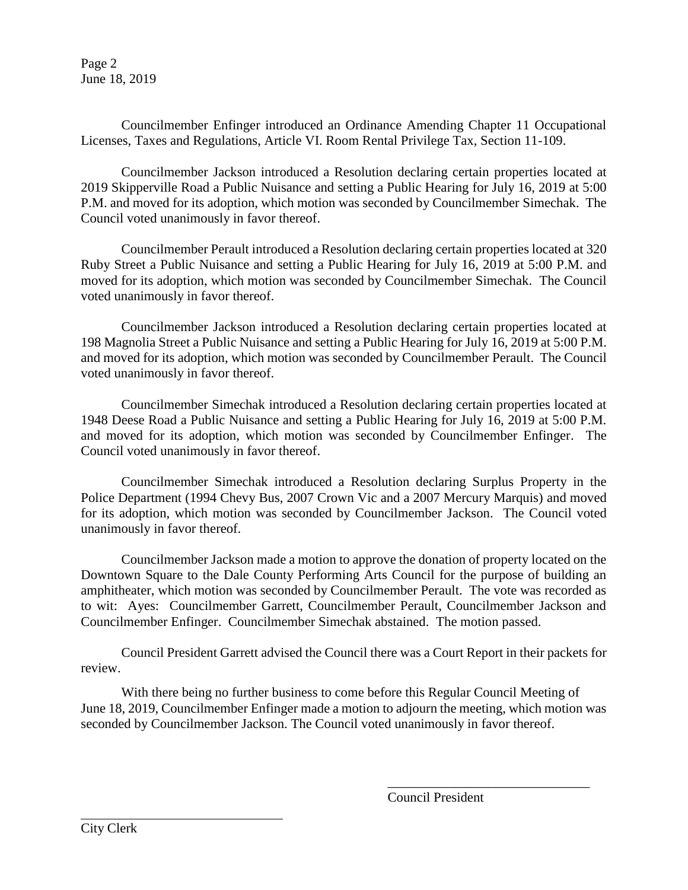Councilmember Enfinger introduced an Ordinance Amending Chapter 11 Occupational Licenses, Taxes and Regulations, Article VI. Room Rental Privilege Tax, Section 11-109.

Councilmember Jackson introduced a Resolution declaring certain properties located at 2019 Skipperville Road a Public Nuisance and setting a Public Hearing for July 16, 2019 at 5:00 P.M. and moved for its adoption, which motion was seconded by Councilmember Simechak. The Council voted unanimously in favor thereof.

Councilmember Perault introduced a Resolution declaring certain properties located at 320 Ruby Street a Public Nuisance and setting a Public Hearing for July 16, 2019 at 5:00 P.M. and moved for its adoption, which motion was seconded by Councilmember Simechak. The Council voted unanimously in favor thereof.

Councilmember Jackson introduced a Resolution declaring certain properties located at 198 Magnolia Street a Public Nuisance and setting a Public Hearing for July 16, 2019 at 5:00 P.M. and moved for its adoption, which motion was seconded by Councilmember Perault. The Council voted unanimously in favor thereof.

Councilmember Simechak introduced a Resolution declaring certain properties located at 1948 Deese Road a Public Nuisance and setting a Public Hearing for July 16, 2019 at 5:00 P.M. and moved for its adoption, which motion was seconded by Councilmember Enfinger. The Council voted unanimously in favor thereof.

Councilmember Simechak introduced a Resolution declaring Surplus Property in the Police Department (1994 Chevy Bus, 2007 Crown Vic and a 2007 Mercury Marquis) and moved for its adoption, which motion was seconded by Councilmember Jackson. The Council voted unanimously in favor thereof.

Councilmember Jackson made a motion to approve the donation of property located on the Downtown Square to the Dale County Performing Arts Council for the purpose of building an amphitheater, which motion was seconded by Councilmember Perault. The vote was recorded as to wit: Ayes: Councilmember Garrett, Councilmember Perault, Councilmember Jackson and Councilmember Enfinger. Councilmember Simechak abstained. The motion passed.

Council President Garrett advised the Council there was a Court Report in their packets for review.

With there being no further business to come before this Regular Council Meeting of June 18, 2019, Councilmember Enfinger made a motion to adjourn the meeting, which motion was seconded by Councilmember Jackson. The Council voted unanimously in favor thereof.

\_\_\_\_\_\_\_\_\_\_\_\_\_\_\_\_\_\_\_\_\_\_\_\_\_\_\_\_\_\_
Council President

\_\_\_\_\_\_\_\_\_\_\_\_\_\_\_\_\_\_\_\_\_\_\_\_\_\_\_\_\_\_
City Clerk